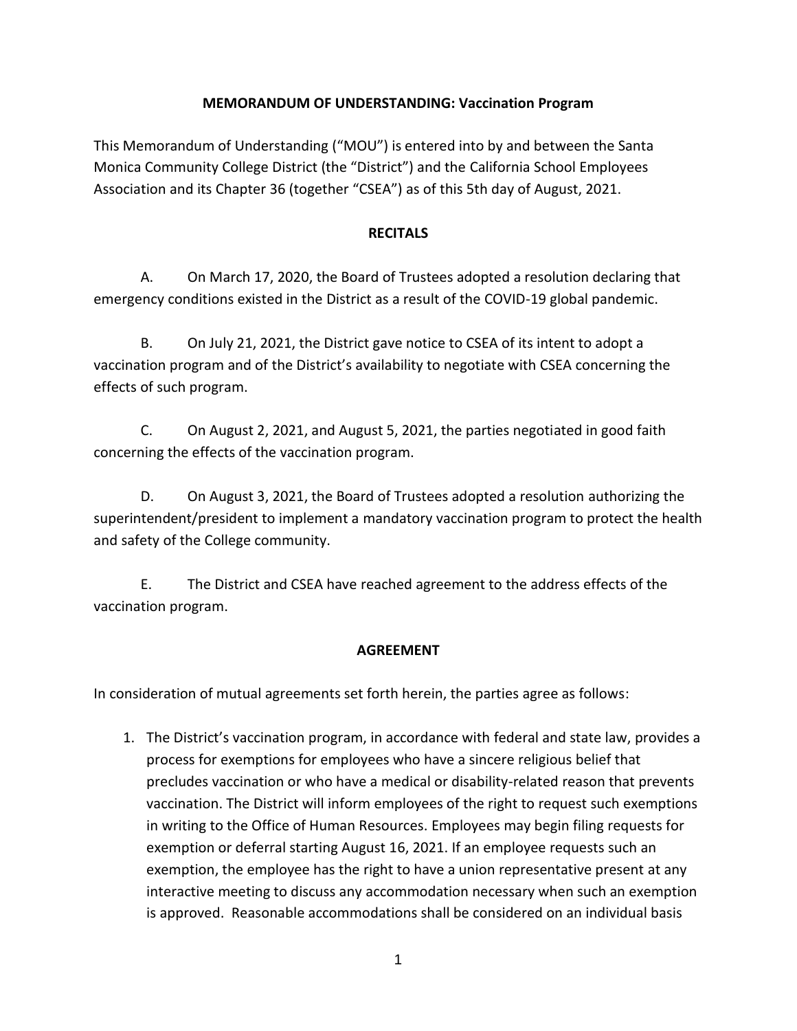# MEMORANDUM OF UNDERSTANDING: Vaccination Program

This Memorandum of Understanding ("MOU") is entered into by and between the Santa Monica Community College District (the "District") and the California School Employees Association and its Chapter 36 (together "CSEA") as of this 5th day of August, 2021.

## RECITALS

A. On March 17, 2020, the Board of Trustees adopted a resolution declaring that emergency conditions existed in the District as a result of the COVID-19 global pandemic.

B. On July 21, 2021, the District gave notice to CSEA of its intent to adopt a vaccination program and of the District's availability to negotiate with CSEA concerning the effects of such program.

C. On August 2, 2021, and August 5, 2021, the parties negotiated in good faith concerning the effects of the vaccination program.

D. On August 3, 2021, the Board of Trustees adopted a resolution authorizing the superintendent/president to implement a mandatory vaccination program to protect the health and safety of the College community.

E. The District and CSEA have reached agreement to the address effects of the vaccination program.

## AGREEMENT

In consideration of mutual agreements set forth herein, the parties agree as follows:

1. The District's vaccination program, in accordance with federal and state law, provides a process for exemptions for employees who have a sincere religious belief that precludes vaccination or who have a medical or disability-related reason that prevents vaccination. The District will inform employees of the right to request such exemptions in writing to the Office of Human Resources. Employees may begin filing requests for exemption or deferral starting August 16, 2021. If an employee requests such an exemption, the employee has the right to have a union representative present at any interactive meeting to discuss any accommodation necessary when such an exemption is approved. Reasonable accommodations shall be considered on an individual basis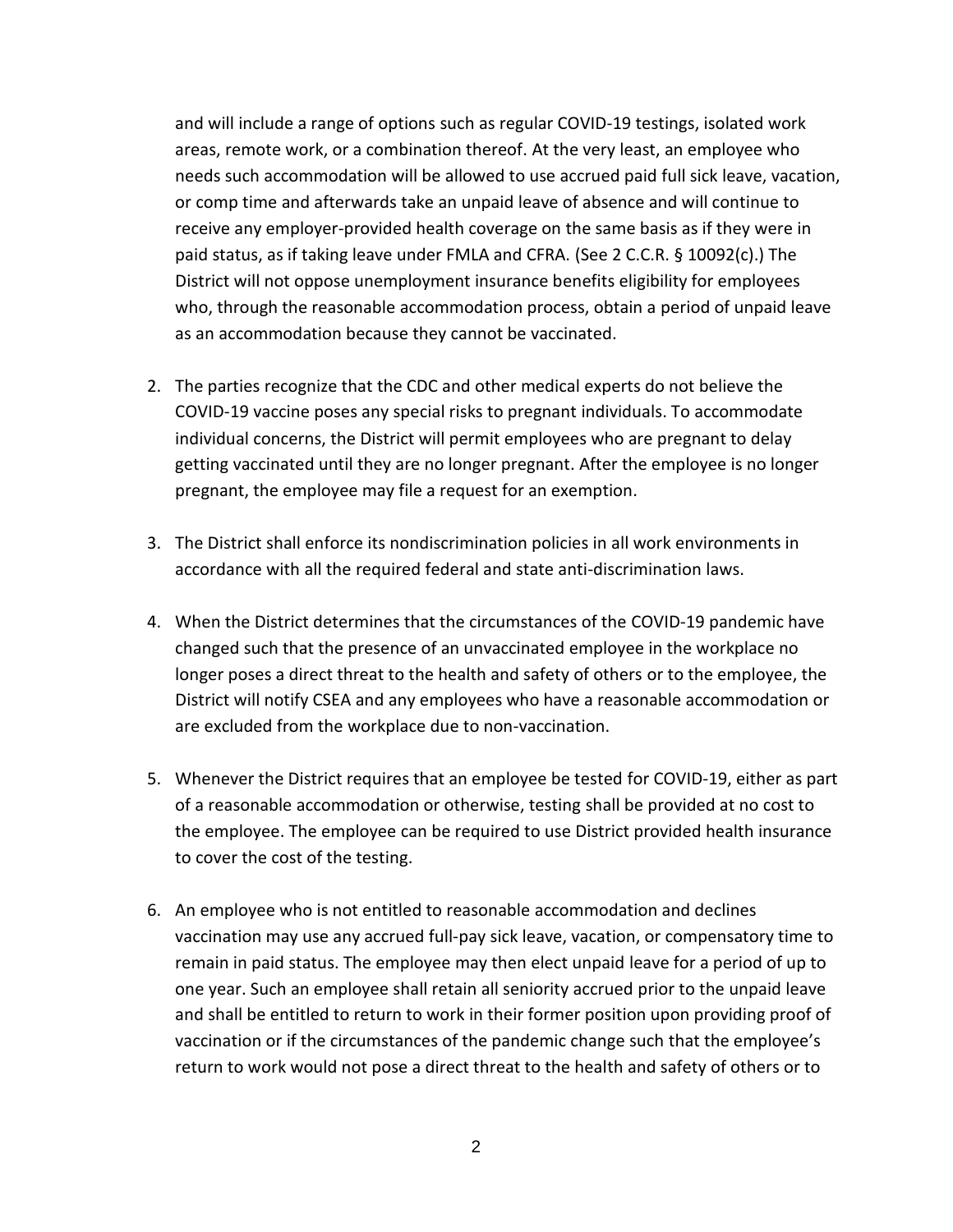and will include a range of options such as regular COVID-19 testings, isolated work areas, remote work, or a combination thereof. At the very least, an employee who needs such accommodation will be allowed to use accrued paid full sick leave, vacation, or comp time and afterwards take an unpaid leave of absence and will continue to receive any employer-provided health coverage on the same basis as if they were in paid status, as if taking leave under FMLA and CFRA. (See 2 C.C.R. § 10092(c).) The District will not oppose unemployment insurance benefits eligibility for employees who, through the reasonable accommodation process, obtain a period of unpaid leave as an accommodation because they cannot be vaccinated.

2. The parties recognize that the CDC and other medical experts do not believe the COVID-19 vaccine poses any special risks to pregnant individuals. To accommodate individual concerns, the District will permit employees who are pregnant to delay getting vaccinated until they are no longer pregnant. After the employee is no longer pregnant, the employee may file a request for an exemption.

3. The District shall enforce its nondiscrimination policies in all work environments in accordance with all the required federal and state anti-discrimination laws.

4. When the District determines that the circumstances of the COVID-19 pandemic have changed such that the presence of an unvaccinated employee in the workplace no longer poses a direct threat to the health and safety of others or to the employee, the District will notify CSEA and any employees who have a reasonable accommodation or are excluded from the workplace due to non-vaccination.

5. Whenever the District requires that an employee be tested for COVID-19, either as part of a reasonable accommodation or otherwise, testing shall be provided at no cost to the employee. The employee can be required to use District provided health insurance to cover the cost of the testing.

6. An employee who is not entitled to reasonable accommodation and declines vaccination may use any accrued full-pay sick leave, vacation, or compensatory time to remain in paid status. The employee may then elect unpaid leave for a period of up to one year. Such an employee shall retain all seniority accrued prior to the unpaid leave and shall be entitled to return to work in their former position upon providing proof of vaccination or if the circumstances of the pandemic change such that the employee's return to work would not pose a direct threat to the health and safety of others or to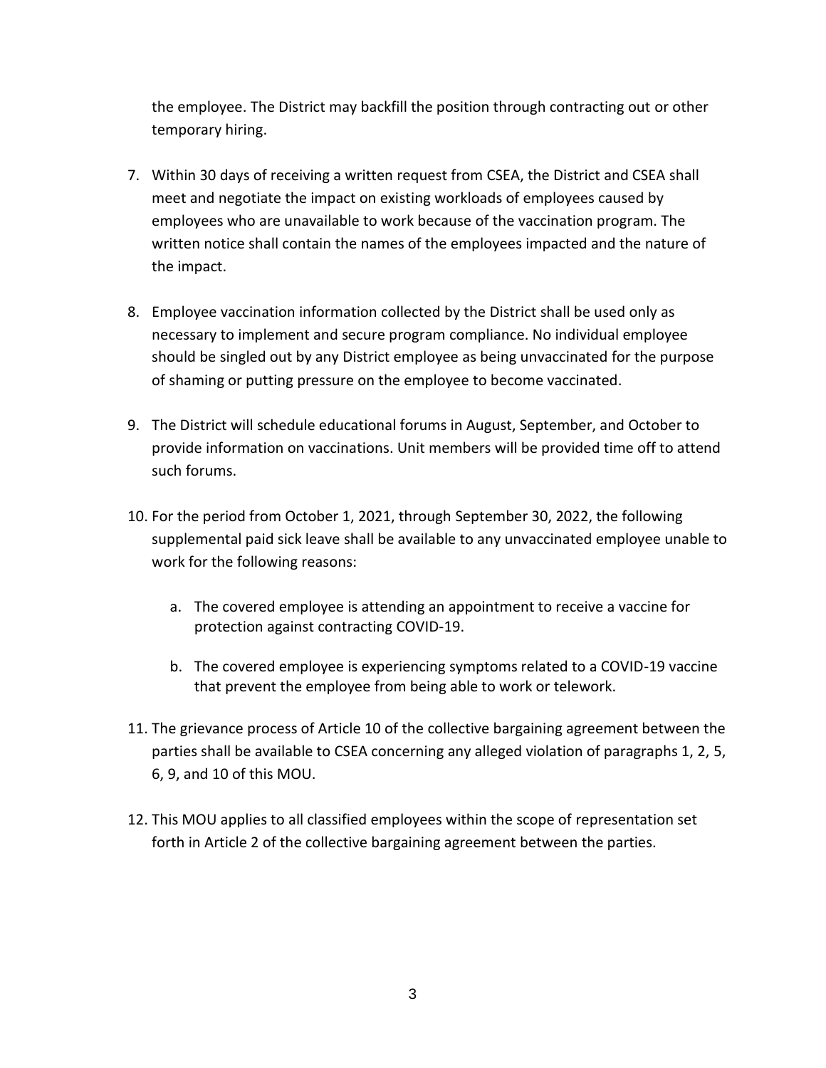the employee. The District may backfill the position through contracting out or other temporary hiring.

7. Within 30 days of receiving a written request from CSEA, the District and CSEA shall meet and negotiate the impact on existing workloads of employees caused by employees who are unavailable to work because of the vaccination program. The written notice shall contain the names of the employees impacted and the nature of the impact.

8. Employee vaccination information collected by the District shall be used only as necessary to implement and secure program compliance. No individual employee should be singled out by any District employee as being unvaccinated for the purpose of shaming or putting pressure on the employee to become vaccinated.

9. The District will schedule educational forums in August, September, and October to provide information on vaccinations. Unit members will be provided time off to attend such forums.

10. For the period from October 1, 2021, through September 30, 2022, the following supplemental paid sick leave shall be available to any unvaccinated employee unable to work for the following reasons:

    a. The covered employee is attending an appointment to receive a vaccine for protection against contracting COVID-19.

    b. The covered employee is experiencing symptoms related to a COVID-19 vaccine that prevent the employee from being able to work or telework.

11. The grievance process of Article 10 of the collective bargaining agreement between the parties shall be available to CSEA concerning any alleged violation of paragraphs 1, 2, 5, 6, 9, and 10 of this MOU.

12. This MOU applies to all classified employees within the scope of representation set forth in Article 2 of the collective bargaining agreement between the parties.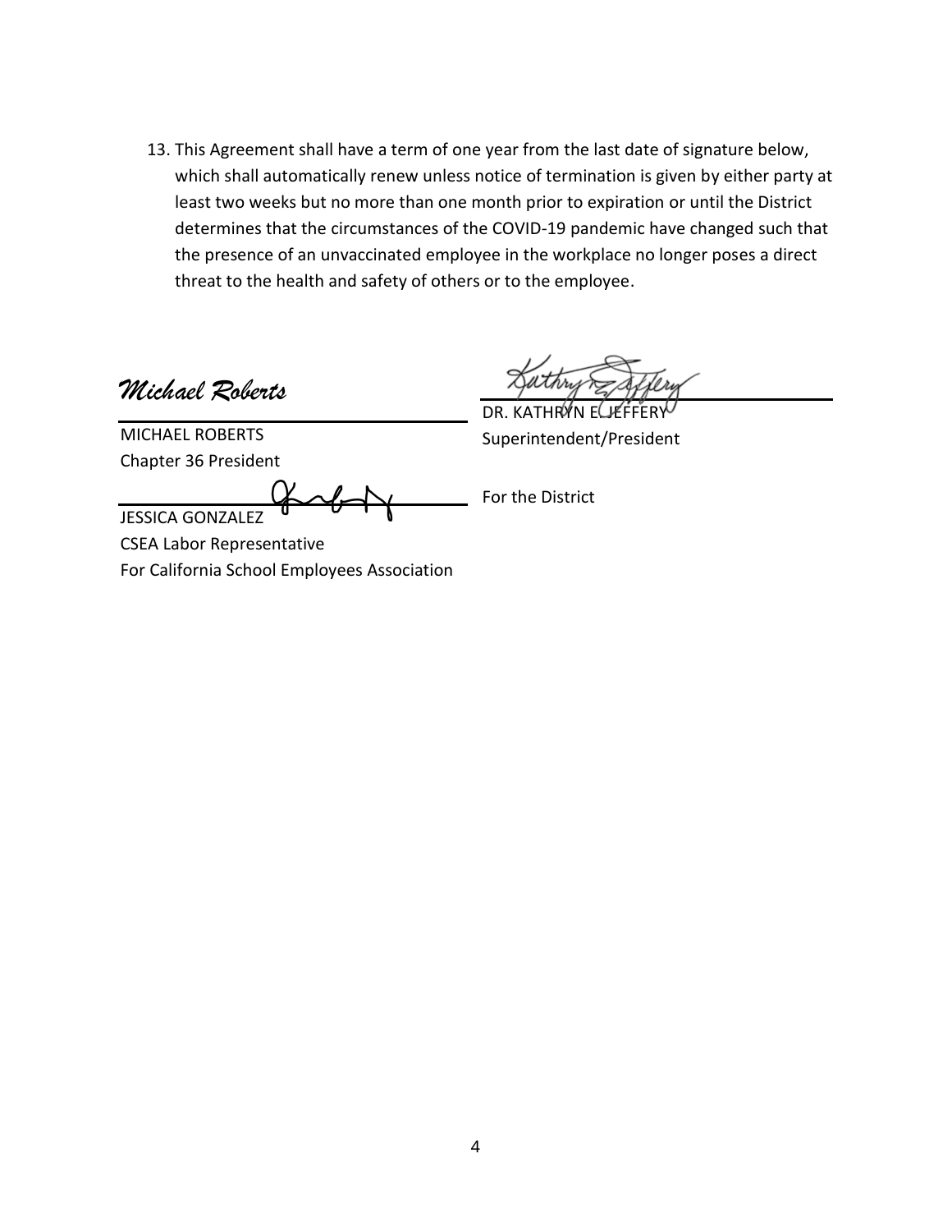13. This Agreement shall have a term of one year from the last date of signature below, which shall automatically renew unless notice of termination is given by either party at least two weeks but no more than one month prior to expiration or until the District determines that the circumstances of the COVID-19 pandemic have changed such that the presence of an unvaccinated employee in the workplace no longer poses a direct threat to the health and safety of others or to the employee.

*Michael Roberts*

MICHAEL ROBERTS
Chapter 36 President

JESSICA GONZALEZ
CSEA Labor Representative
For California School Employees Association

DR. KATHRYN E. JEFFERY
Superintendent/President

For the District